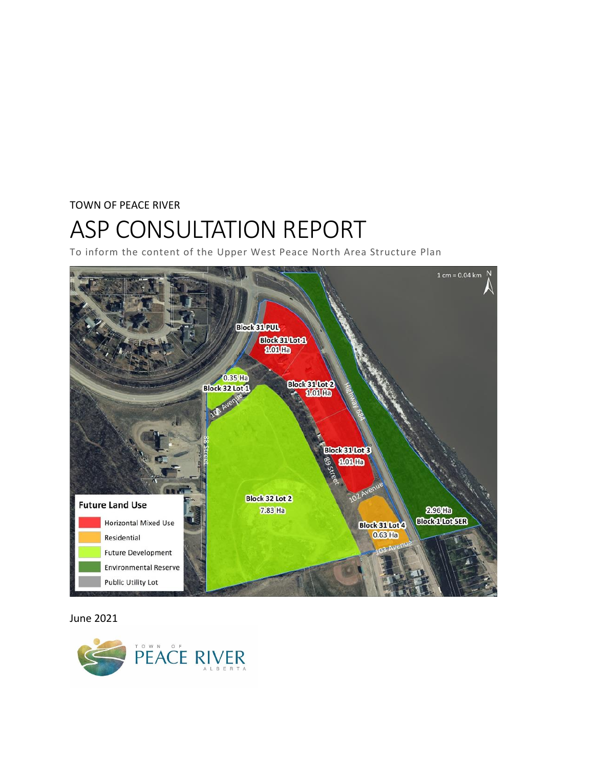TOWN OF PEACE RIVER

# ASP CONSULTATION REPORT

To inform the content of the Upper West Peace North Area Structure Plan

June 2021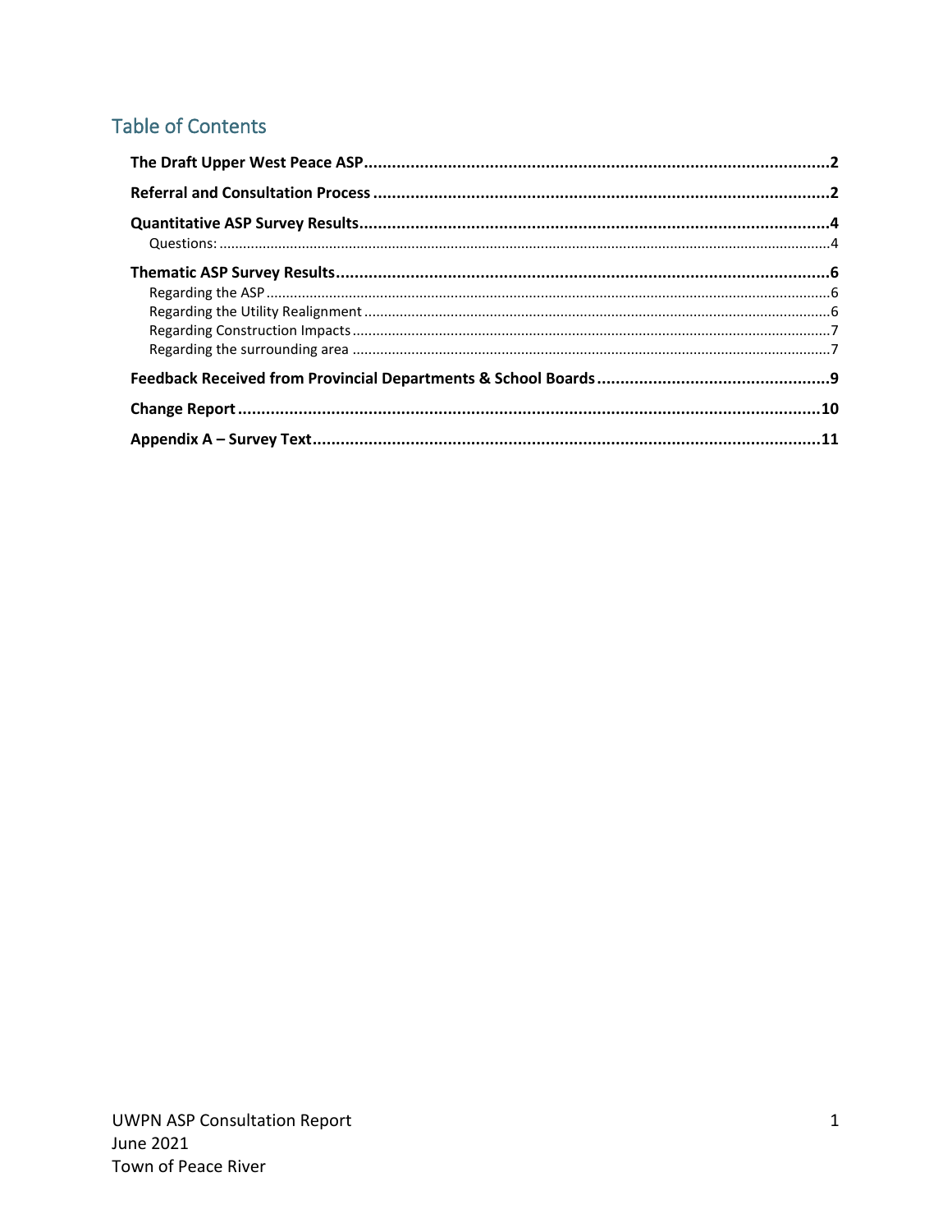## Table of Contents

**The Draft Upper West Peace ASP** .......... **2**

**Referral and Consultation Process** .......... **2**

**Quantitative ASP Survey Results** .......... **4**

- Questions: .......... 4

**Thematic ASP Survey Results** .......... **6**

- Regarding the ASP .......... 6
- Regarding the Utility Realignment .......... 6
- Regarding Construction Impacts .......... 7
- Regarding the surrounding area .......... 7

**Feedback Received from Provincial Departments & School Boards** .......... **9**

**Change Report** .......... **10**

**Appendix A – Survey Text** .......... **11**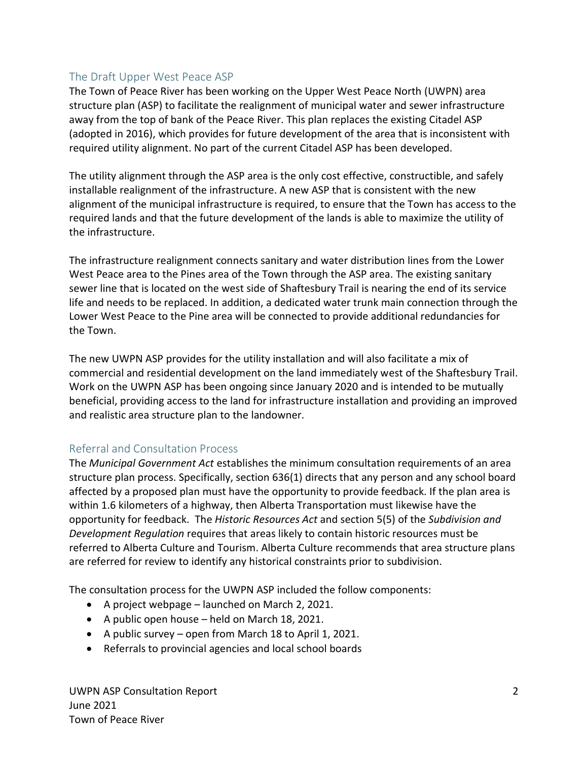## The Draft Upper West Peace ASP

The Town of Peace River has been working on the Upper West Peace North (UWPN) area structure plan (ASP) to facilitate the realignment of municipal water and sewer infrastructure away from the top of bank of the Peace River. This plan replaces the existing Citadel ASP (adopted in 2016), which provides for future development of the area that is inconsistent with required utility alignment. No part of the current Citadel ASP has been developed.

The utility alignment through the ASP area is the only cost effective, constructible, and safely installable realignment of the infrastructure. A new ASP that is consistent with the new alignment of the municipal infrastructure is required, to ensure that the Town has access to the required lands and that the future development of the lands is able to maximize the utility of the infrastructure.

The infrastructure realignment connects sanitary and water distribution lines from the Lower West Peace area to the Pines area of the Town through the ASP area. The existing sanitary sewer line that is located on the west side of Shaftesbury Trail is nearing the end of its service life and needs to be replaced. In addition, a dedicated water trunk main connection through the Lower West Peace to the Pine area will be connected to provide additional redundancies for the Town.

The new UWPN ASP provides for the utility installation and will also facilitate a mix of commercial and residential development on the land immediately west of the Shaftesbury Trail. Work on the UWPN ASP has been ongoing since January 2020 and is intended to be mutually beneficial, providing access to the land for infrastructure installation and providing an improved and realistic area structure plan to the landowner.

## Referral and Consultation Process

The *Municipal Government Act* establishes the minimum consultation requirements of an area structure plan process. Specifically, section 636(1) directs that any person and any school board affected by a proposed plan must have the opportunity to provide feedback. If the plan area is within 1.6 kilometers of a highway, then Alberta Transportation must likewise have the opportunity for feedback. The *Historic Resources Act* and section 5(5) of the *Subdivision and Development Regulation* requires that areas likely to contain historic resources must be referred to Alberta Culture and Tourism. Alberta Culture recommends that area structure plans are referred for review to identify any historical constraints prior to subdivision.

The consultation process for the UWPN ASP included the follow components:

- A project webpage – launched on March 2, 2021.
- A public open house – held on March 18, 2021.
- A public survey – open from March 18 to April 1, 2021.
- Referrals to provincial agencies and local school boards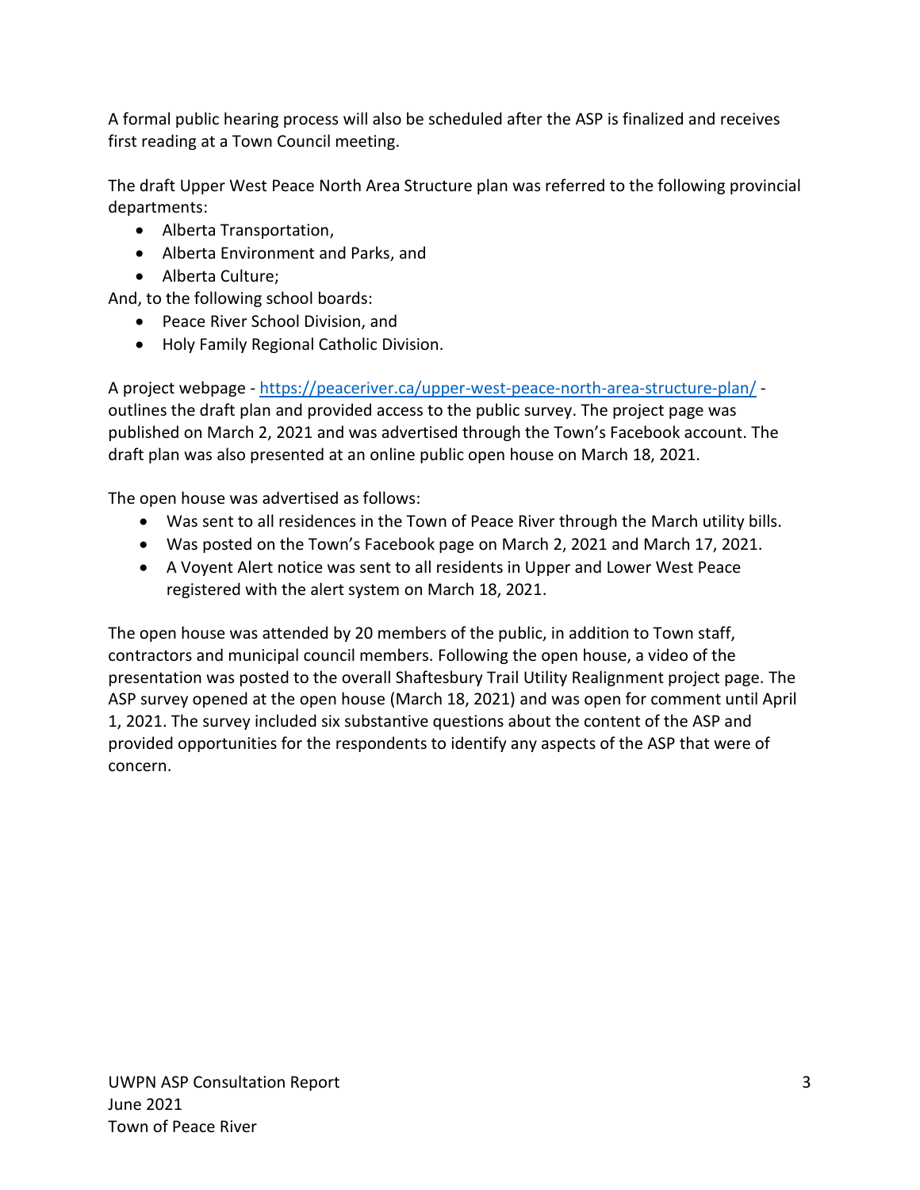A formal public hearing process will also be scheduled after the ASP is finalized and receives first reading at a Town Council meeting.

The draft Upper West Peace North Area Structure plan was referred to the following provincial departments:

- Alberta Transportation,
- Alberta Environment and Parks, and
- Alberta Culture;

And, to the following school boards:

- Peace River School Division, and
- Holy Family Regional Catholic Division.

A project webpage - https://peaceriver.ca/upper-west-peace-north-area-structure-plan/ - outlines the draft plan and provided access to the public survey. The project page was published on March 2, 2021 and was advertised through the Town's Facebook account. The draft plan was also presented at an online public open house on March 18, 2021.

The open house was advertised as follows:

- Was sent to all residences in the Town of Peace River through the March utility bills.
- Was posted on the Town's Facebook page on March 2, 2021 and March 17, 2021.
- A Voyent Alert notice was sent to all residents in Upper and Lower West Peace registered with the alert system on March 18, 2021.

The open house was attended by 20 members of the public, in addition to Town staff, contractors and municipal council members. Following the open house, a video of the presentation was posted to the overall Shaftesbury Trail Utility Realignment project page. The ASP survey opened at the open house (March 18, 2021) and was open for comment until April 1, 2021. The survey included six substantive questions about the content of the ASP and provided opportunities for the respondents to identify any aspects of the ASP that were of concern.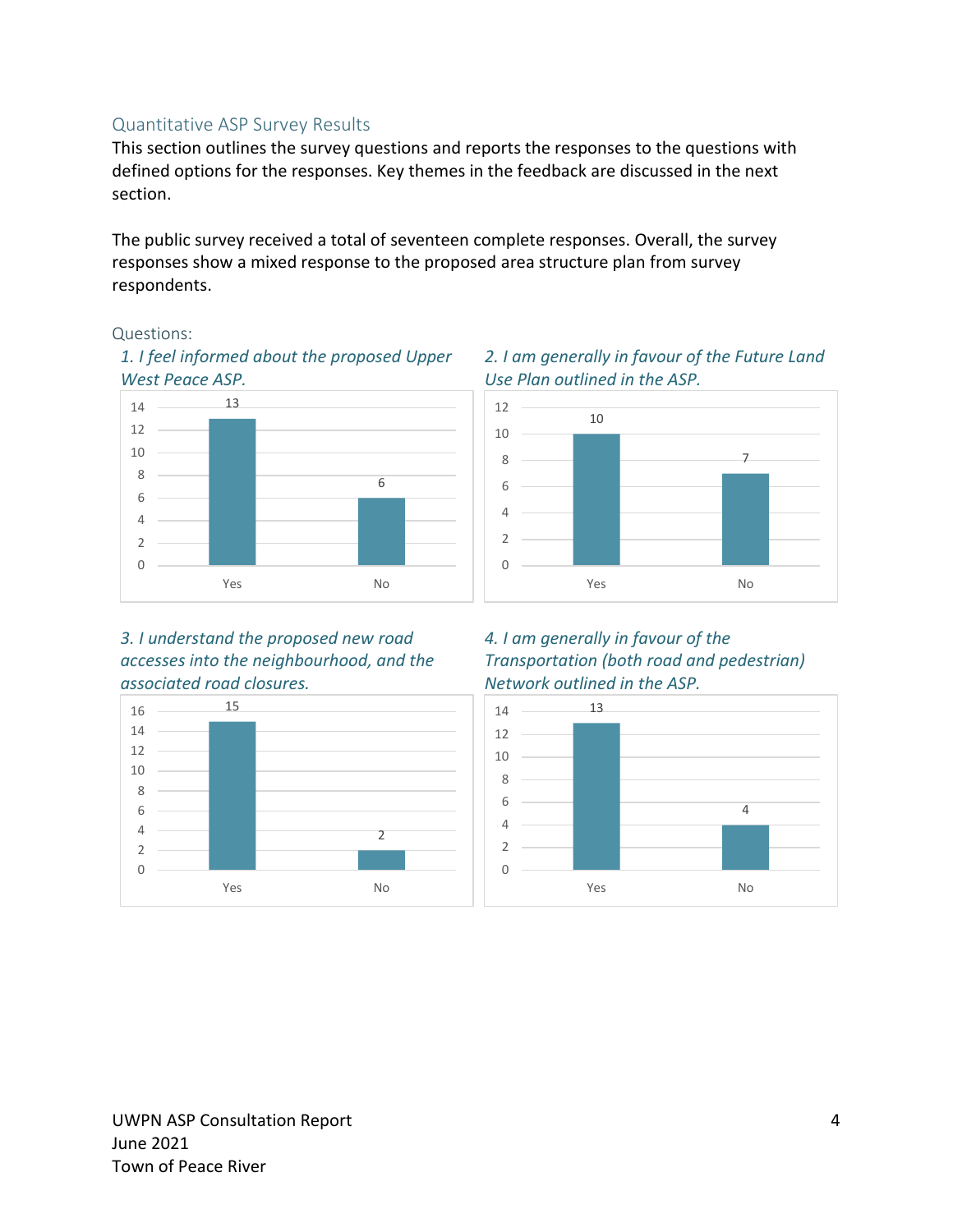## Quantitative ASP Survey Results

This section outlines the survey questions and reports the responses to the questions with defined options for the responses. Key themes in the feedback are discussed in the next section.

The public survey received a total of seventeen complete responses. Overall, the survey responses show a mixed response to the proposed area structure plan from survey respondents.

### Questions:

*1. I feel informed about the proposed Upper West Peace ASP.*

| Response | Count |
|---|---|
| Yes | 13 |
| No | 6 |

*2. I am generally in favour of the Future Land Use Plan outlined in the ASP.*

| Response | Count |
|---|---|
| Yes | 10 |
| No | 7 |

*3. I understand the proposed new road accesses into the neighbourhood, and the associated road closures.*

| Response | Count |
|---|---|
| Yes | 15 |
| No | 2 |

*4. I am generally in favour of the Transportation (both road and pedestrian) Network outlined in the ASP.*

| Response | Count |
|---|---|
| Yes | 13 |
| No | 4 |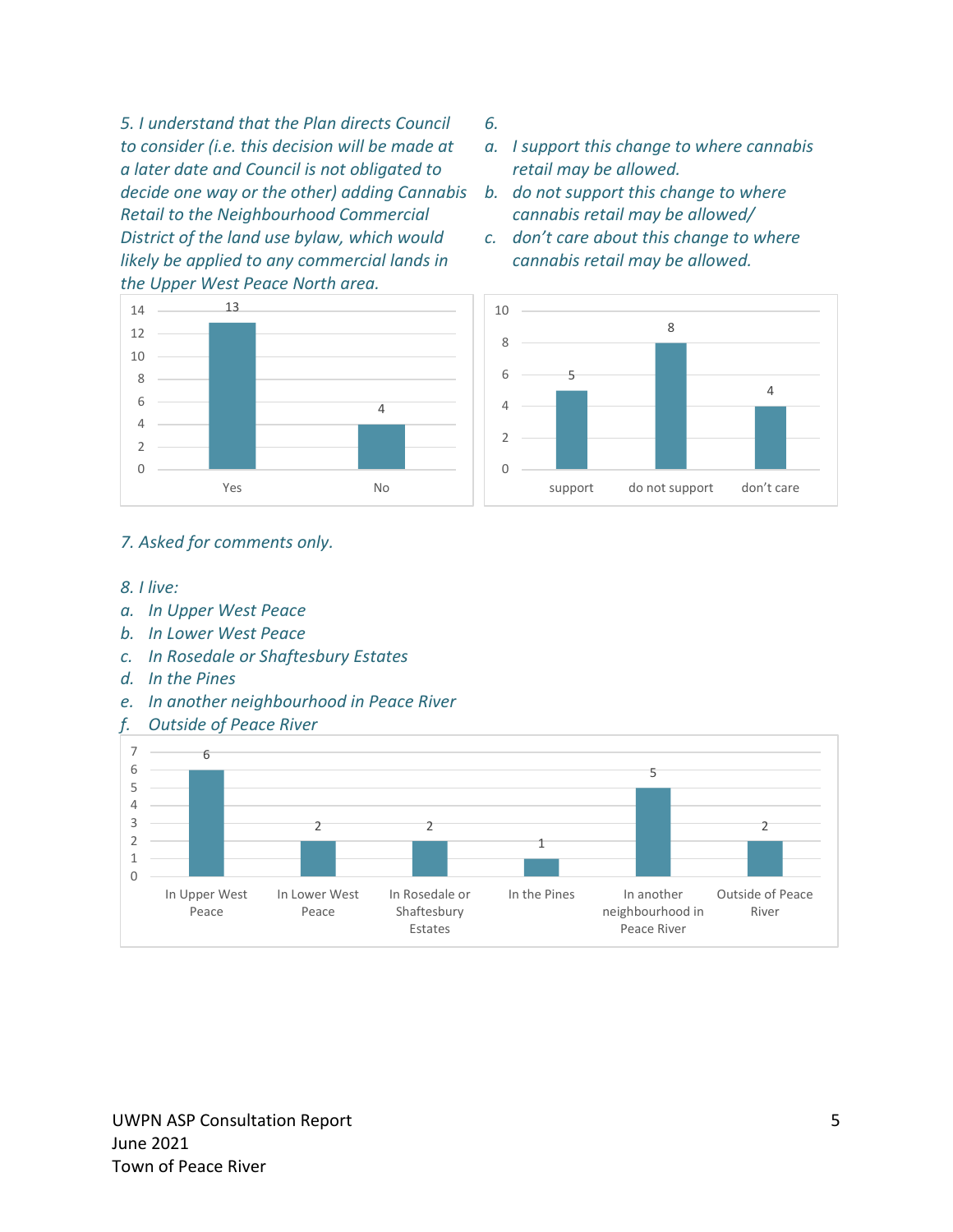*5. I understand that the Plan directs Council to consider (i.e. this decision will be made at a later date and Council is not obligated to decide one way or the other) adding Cannabis Retail to the Neighbourhood Commercial District of the land use bylaw, which would likely be applied to any commercial lands in the Upper West Peace North area.*

| Response | Count |
|---|---|
| Yes | 13 |
| No | 4 |

*6.*

*a. I support this change to where cannabis retail may be allowed.*
*b. do not support this change to where cannabis retail may be allowed/*
*c. don't care about this change to where cannabis retail may be allowed.*

| Response | Count |
|---|---|
| support | 5 |
| do not support | 8 |
| don't care | 4 |

*7. Asked for comments only.*

*8. I live:*

*a. In Upper West Peace*
*b. In Lower West Peace*
*c. In Rosedale or Shaftesbury Estates*
*d. In the Pines*
*e. In another neighbourhood in Peace River*
*f. Outside of Peace River*

| Response | Count |
|---|---|
| In Upper West Peace | 6 |
| In Lower West Peace | 2 |
| In Rosedale or Shaftesbury Estates | 2 |
| In the Pines | 1 |
| In another neighbourhood in Peace River | 5 |
| Outside of Peace River | 2 |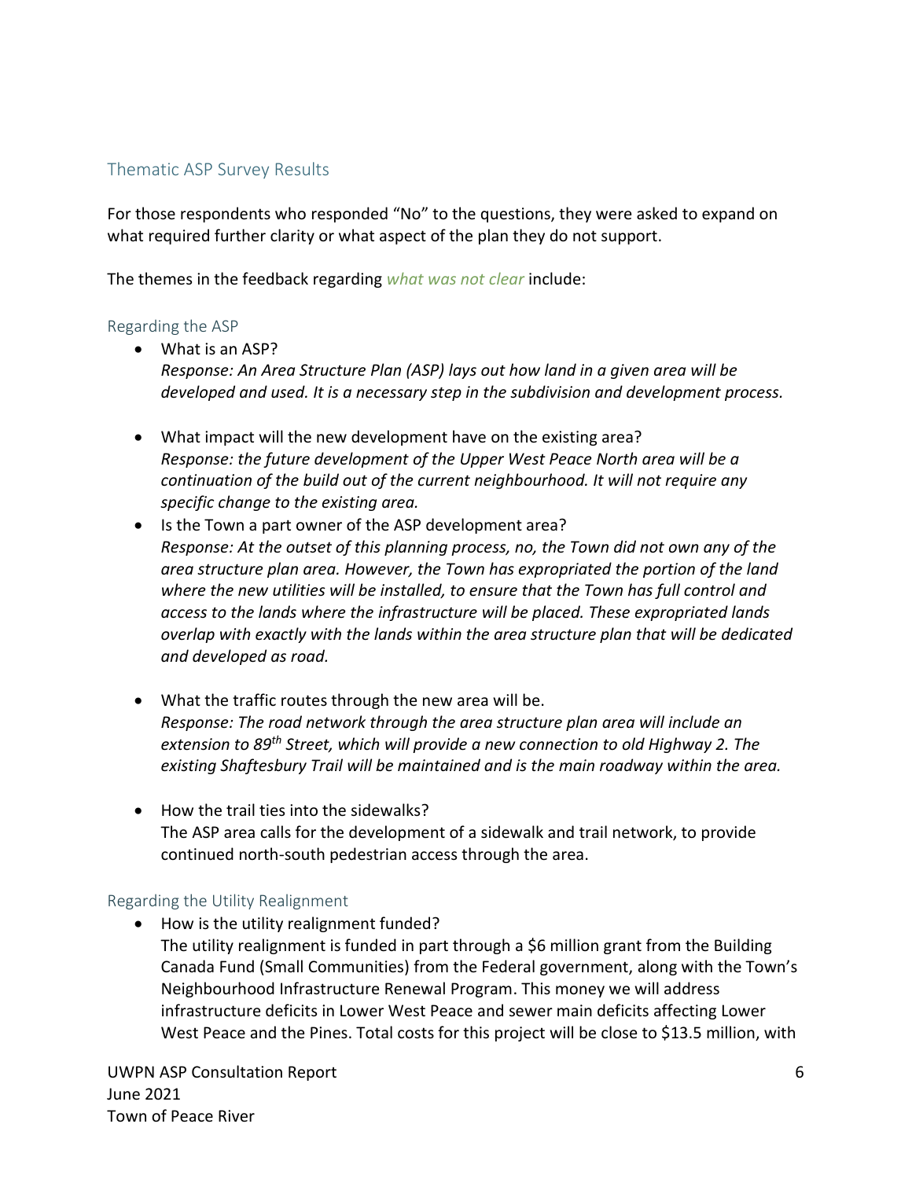## Thematic ASP Survey Results

For those respondents who responded "No" to the questions, they were asked to expand on what required further clarity or what aspect of the plan they do not support.

The themes in the feedback regarding *what was not clear* include:

### Regarding the ASP

- What is an ASP?
  *Response: An Area Structure Plan (ASP) lays out how land in a given area will be developed and used. It is a necessary step in the subdivision and development process.*

- What impact will the new development have on the existing area?
  *Response: the future development of the Upper West Peace North area will be a continuation of the build out of the current neighbourhood. It will not require any specific change to the existing area.*
- Is the Town a part owner of the ASP development area?
  *Response: At the outset of this planning process, no, the Town did not own any of the area structure plan area. However, the Town has expropriated the portion of the land where the new utilities will be installed, to ensure that the Town has full control and access to the lands where the infrastructure will be placed. These expropriated lands overlap with exactly with the lands within the area structure plan that will be dedicated and developed as road.*

- What the traffic routes through the new area will be.
  *Response: The road network through the area structure plan area will include an extension to 89th Street, which will provide a new connection to old Highway 2. The existing Shaftesbury Trail will be maintained and is the main roadway within the area.*

- How the trail ties into the sidewalks?
  The ASP area calls for the development of a sidewalk and trail network, to provide continued north-south pedestrian access through the area.

### Regarding the Utility Realignment

- How is the utility realignment funded?
  The utility realignment is funded in part through a $6 million grant from the Building Canada Fund (Small Communities) from the Federal government, along with the Town's Neighbourhood Infrastructure Renewal Program. This money we will address infrastructure deficits in Lower West Peace and sewer main deficits affecting Lower West Peace and the Pines. Total costs for this project will be close to $13.5 million, with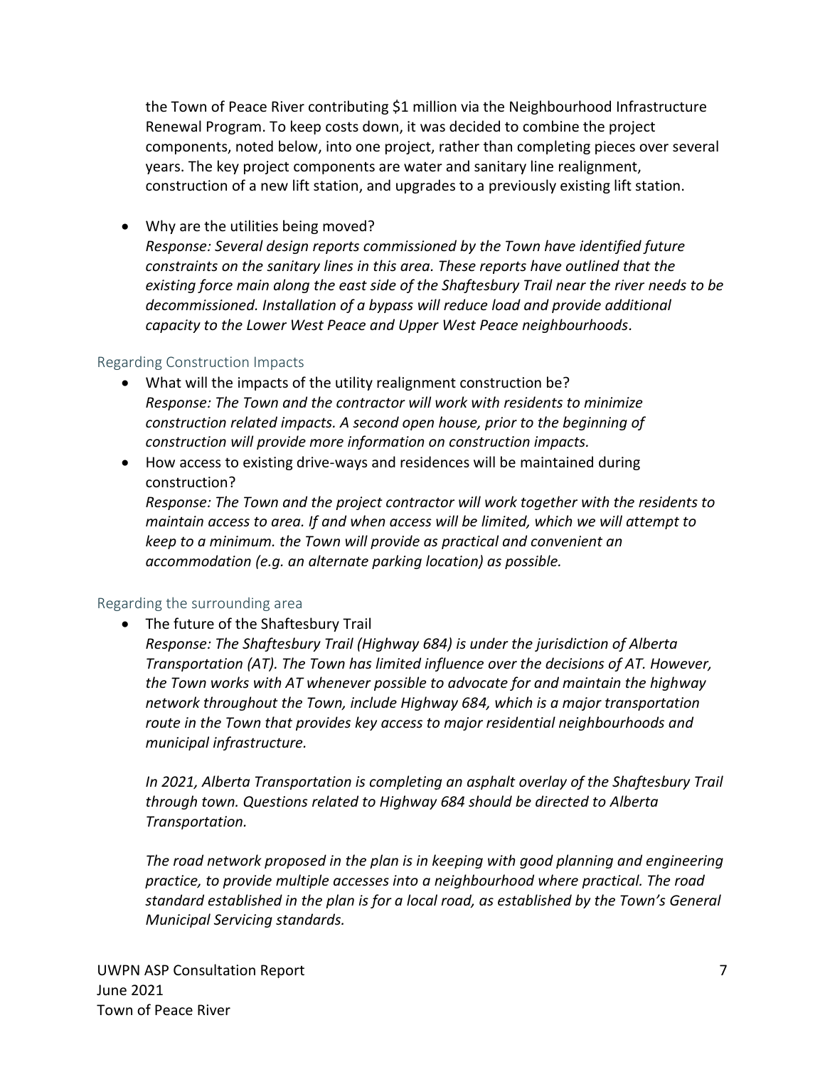the Town of Peace River contributing $1 million via the Neighbourhood Infrastructure Renewal Program. To keep costs down, it was decided to combine the project components, noted below, into one project, rather than completing pieces over several years. The key project components are water and sanitary line realignment, construction of a new lift station, and upgrades to a previously existing lift station.

- Why are the utilities being moved?
  *Response: Several design reports commissioned by the Town have identified future constraints on the sanitary lines in this area. These reports have outlined that the existing force main along the east side of the Shaftesbury Trail near the river needs to be decommissioned. Installation of a bypass will reduce load and provide additional capacity to the Lower West Peace and Upper West Peace neighbourhoods*.

### Regarding Construction Impacts

- What will the impacts of the utility realignment construction be?
  *Response: The Town and the contractor will work with residents to minimize construction related impacts. A second open house, prior to the beginning of construction will provide more information on construction impacts.*
- How access to existing drive-ways and residences will be maintained during construction?
  *Response: The Town and the project contractor will work together with the residents to maintain access to area. If and when access will be limited, which we will attempt to keep to a minimum. the Town will provide as practical and convenient an accommodation (e.g. an alternate parking location) as possible.*

### Regarding the surrounding area

- The future of the Shaftesbury Trail
  *Response: The Shaftesbury Trail (Highway 684) is under the jurisdiction of Alberta Transportation (AT). The Town has limited influence over the decisions of AT. However, the Town works with AT whenever possible to advocate for and maintain the highway network throughout the Town, include Highway 684, which is a major transportation route in the Town that provides key access to major residential neighbourhoods and municipal infrastructure.*

  *In 2021, Alberta Transportation is completing an asphalt overlay of the Shaftesbury Trail through town. Questions related to Highway 684 should be directed to Alberta Transportation.*

  *The road network proposed in the plan is in keeping with good planning and engineering practice, to provide multiple accesses into a neighbourhood where practical. The road standard established in the plan is for a local road, as established by the Town's General Municipal Servicing standards.*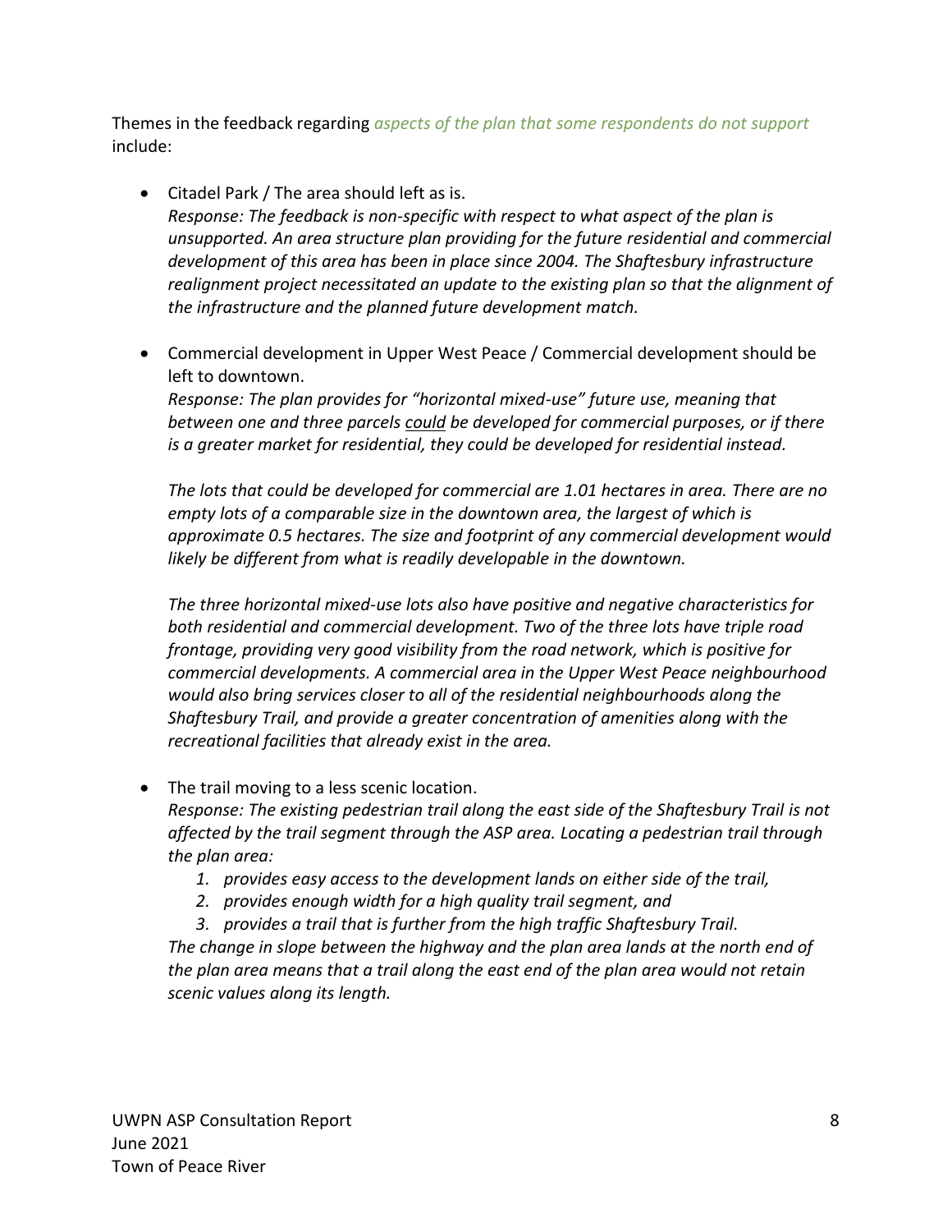Themes in the feedback regarding *aspects of the plan that some respondents do not support* include:

- Citadel Park / The area should left as is.
  *Response: The feedback is non-specific with respect to what aspect of the plan is unsupported. An area structure plan providing for the future residential and commercial development of this area has been in place since 2004. The Shaftesbury infrastructure realignment project necessitated an update to the existing plan so that the alignment of the infrastructure and the planned future development match.*

- Commercial development in Upper West Peace / Commercial development should be left to downtown.
  *Response: The plan provides for "horizontal mixed-use" future use, meaning that between one and three parcels <u>could</u> be developed for commercial purposes, or if there is a greater market for residential, they could be developed for residential instead.*

  *The lots that could be developed for commercial are 1.01 hectares in area. There are no empty lots of a comparable size in the downtown area, the largest of which is approximate 0.5 hectares. The size and footprint of any commercial development would likely be different from what is readily developable in the downtown.*

  *The three horizontal mixed-use lots also have positive and negative characteristics for both residential and commercial development. Two of the three lots have triple road frontage, providing very good visibility from the road network, which is positive for commercial developments. A commercial area in the Upper West Peace neighbourhood would also bring services closer to all of the residential neighbourhoods along the Shaftesbury Trail, and provide a greater concentration of amenities along with the recreational facilities that already exist in the area.*

- The trail moving to a less scenic location.
  *Response: The existing pedestrian trail along the east side of the Shaftesbury Trail is not affected by the trail segment through the ASP area. Locating a pedestrian trail through the plan area:*
  1. *provides easy access to the development lands on either side of the trail,*
  2. *provides enough width for a high quality trail segment, and*
  3. *provides a trail that is further from the high traffic Shaftesbury Trail.*

  *The change in slope between the highway and the plan area lands at the north end of the plan area means that a trail along the east end of the plan area would not retain scenic values along its length.*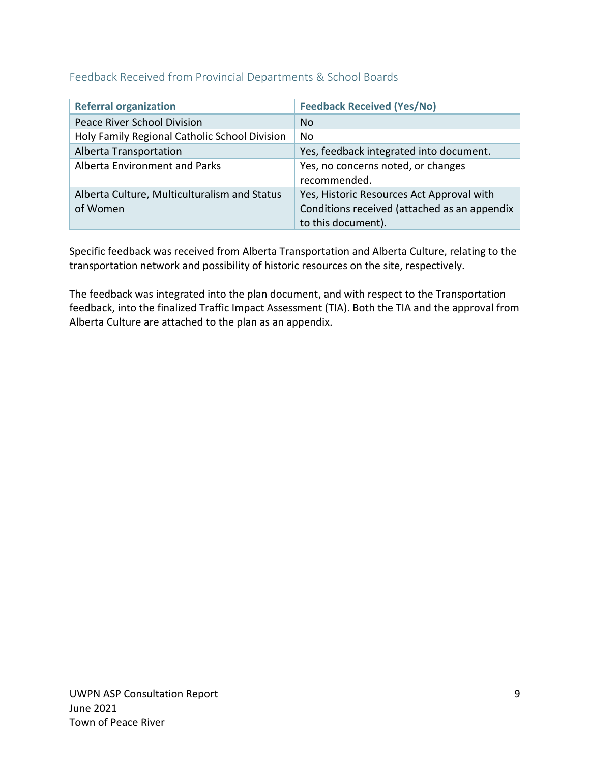### Feedback Received from Provincial Departments & School Boards

| Referral organization | Feedback Received (Yes/No) |
|---|---|
| Peace River School Division | No |
| Holy Family Regional Catholic School Division | No |
| Alberta Transportation | Yes, feedback integrated into document. |
| Alberta Environment and Parks | Yes, no concerns noted, or changes recommended. |
| Alberta Culture, Multiculturalism and Status of Women | Yes, Historic Resources Act Approval with Conditions received (attached as an appendix to this document). |

Specific feedback was received from Alberta Transportation and Alberta Culture, relating to the transportation network and possibility of historic resources on the site, respectively.

The feedback was integrated into the plan document, and with respect to the Transportation feedback, into the finalized Traffic Impact Assessment (TIA). Both the TIA and the approval from Alberta Culture are attached to the plan as an appendix.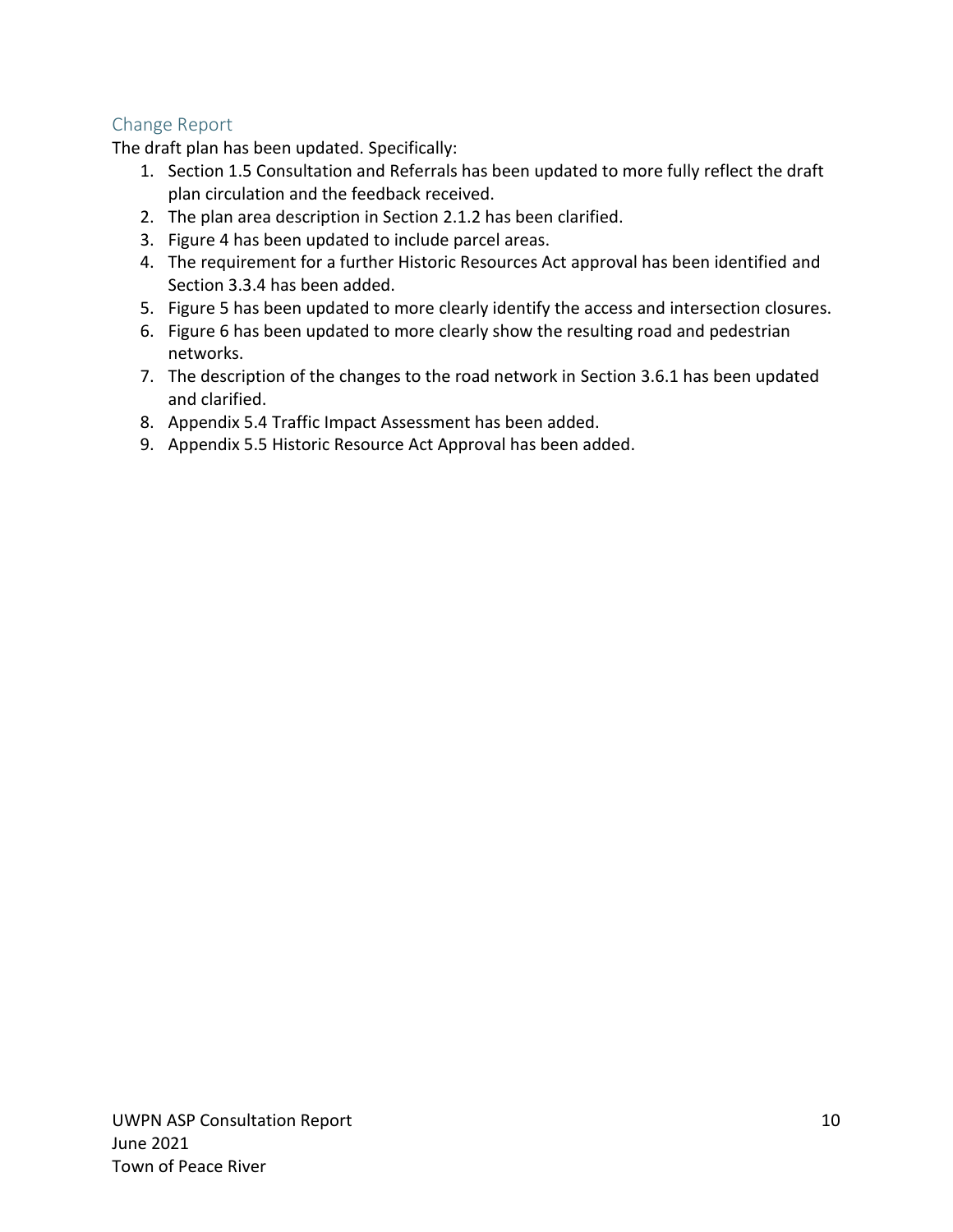## Change Report

The draft plan has been updated. Specifically:

1. Section 1.5 Consultation and Referrals has been updated to more fully reflect the draft plan circulation and the feedback received.
2. The plan area description in Section 2.1.2 has been clarified.
3. Figure 4 has been updated to include parcel areas.
4. The requirement for a further Historic Resources Act approval has been identified and Section 3.3.4 has been added.
5. Figure 5 has been updated to more clearly identify the access and intersection closures.
6. Figure 6 has been updated to more clearly show the resulting road and pedestrian networks.
7. The description of the changes to the road network in Section 3.6.1 has been updated and clarified.
8. Appendix 5.4 Traffic Impact Assessment has been added.
9. Appendix 5.5 Historic Resource Act Approval has been added.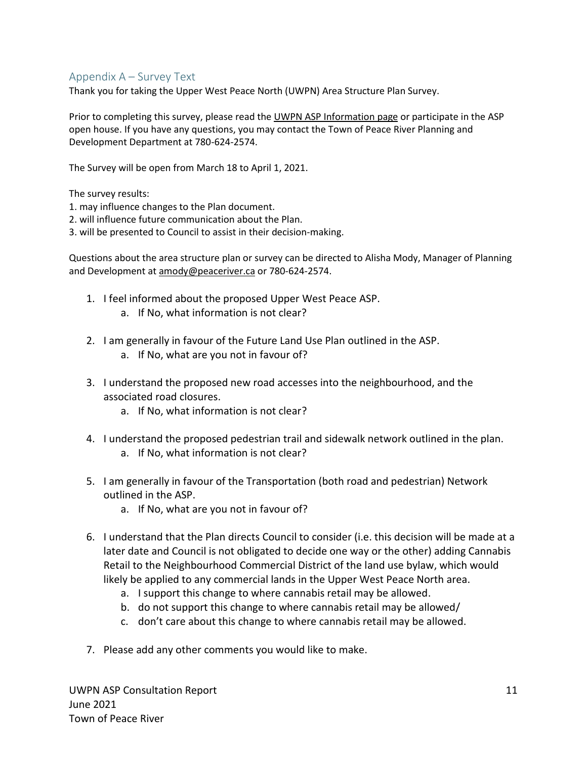## Appendix A – Survey Text

Thank you for taking the Upper West Peace North (UWPN) Area Structure Plan Survey.

Prior to completing this survey, please read the UWPN ASP Information page or participate in the ASP open house. If you have any questions, you may contact the Town of Peace River Planning and Development Department at 780-624-2574.

The Survey will be open from March 18 to April 1, 2021.

The survey results:

1. may influence changes to the Plan document.
2. will influence future communication about the Plan.
3. will be presented to Council to assist in their decision-making.

Questions about the area structure plan or survey can be directed to Alisha Mody, Manager of Planning and Development at amody@peaceriver.ca or 780-624-2574.

1. I feel informed about the proposed Upper West Peace ASP.
   a. If No, what information is not clear?
2. I am generally in favour of the Future Land Use Plan outlined in the ASP.
   a. If No, what are you not in favour of?
3. I understand the proposed new road accesses into the neighbourhood, and the associated road closures.
   a. If No, what information is not clear?
4. I understand the proposed pedestrian trail and sidewalk network outlined in the plan.
   a. If No, what information is not clear?
5. I am generally in favour of the Transportation (both road and pedestrian) Network outlined in the ASP.
   a. If No, what are you not in favour of?
6. I understand that the Plan directs Council to consider (i.e. this decision will be made at a later date and Council is not obligated to decide one way or the other) adding Cannabis Retail to the Neighbourhood Commercial District of the land use bylaw, which would likely be applied to any commercial lands in the Upper West Peace North area.
   a. I support this change to where cannabis retail may be allowed.
   b. do not support this change to where cannabis retail may be allowed/
   c. don't care about this change to where cannabis retail may be allowed.
7. Please add any other comments you would like to make.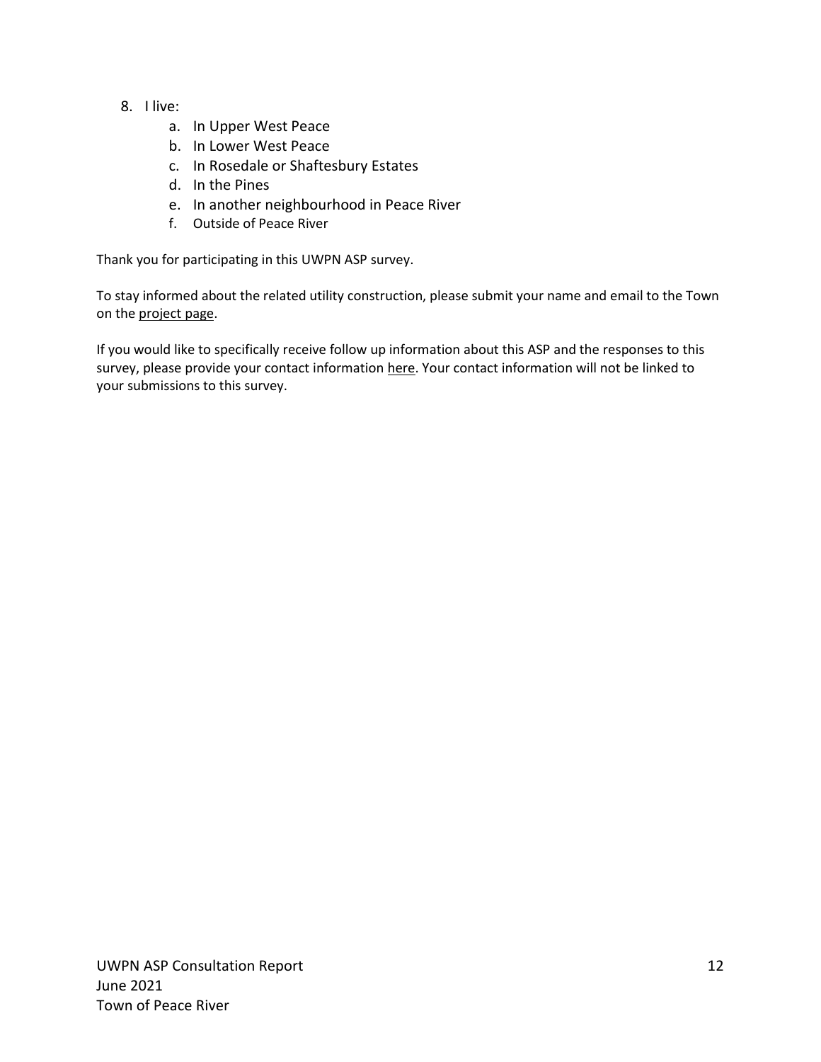8. I live:
    a. In Upper West Peace
    b. In Lower West Peace
    c. In Rosedale or Shaftesbury Estates
    d. In the Pines
    e. In another neighbourhood in Peace River
    f. Outside of Peace River

Thank you for participating in this UWPN ASP survey.

To stay informed about the related utility construction, please submit your name and email to the Town on the project page.

If you would like to specifically receive follow up information about this ASP and the responses to this survey, please provide your contact information here. Your contact information will not be linked to your submissions to this survey.